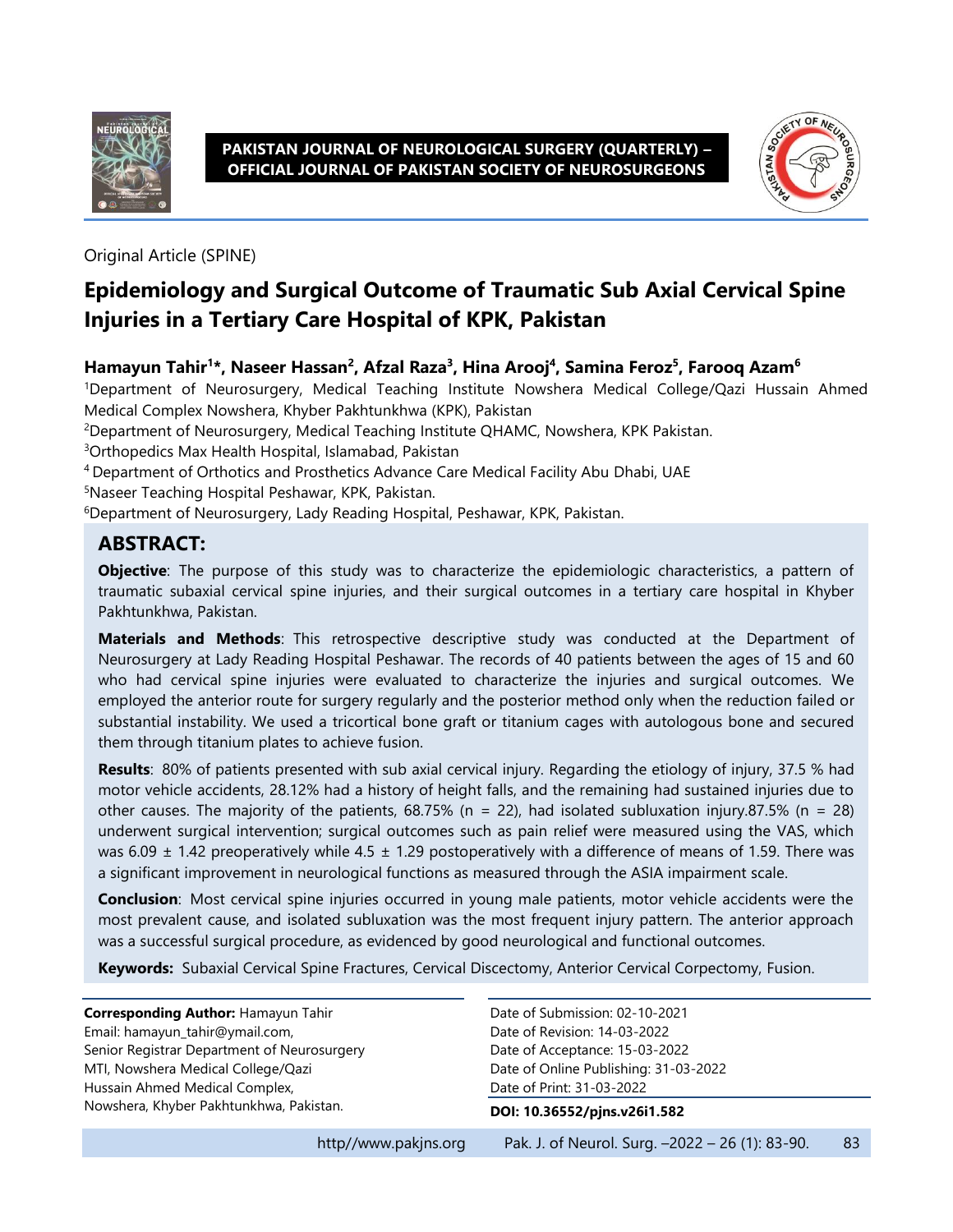Original Article (SPINE)

# Epidemiology and Surgical Outcome of Traumatic Sub Axial Cervical Spine Injuries in a Tertiary Care Hospital of KPK, Pakistan

**Hamayun Tahir[1]*, Naseer Hassan[2], Afzal Raza[3], Hina Arooj[4], Samina Feroz[5], Farooq Azam[6]**

[1]Department of Neurosurgery, Medical Teaching Institute Nowshera Medical College/Qazi Hussain Ahmed Medical Complex Nowshera, Khyber Pakhtunkhwa (KPK), Pakistan

[2]Department of Neurosurgery, Medical Teaching Institute QHAMC, Nowshera, KPK Pakistan.

[3]Orthopedics Max Health Hospital, Islamabad, Pakistan

[4] Department of Orthotics and Prosthetics Advance Care Medical Facility Abu Dhabi, UAE

[5]Naseer Teaching Hospital Peshawar, KPK, Pakistan.

[6]Department of Neurosurgery, Lady Reading Hospital, Peshawar, KPK, Pakistan.

## ABSTRACT:

**Objective**: The purpose of this study was to characterize the epidemiologic characteristics, a pattern of traumatic subaxial cervical spine injuries, and their surgical outcomes in a tertiary care hospital in Khyber Pakhtunkhwa, Pakistan.

**Materials and Methods**: This retrospective descriptive study was conducted at the Department of Neurosurgery at Lady Reading Hospital Peshawar. The records of 40 patients between the ages of 15 and 60 who had cervical spine injuries were evaluated to characterize the injuries and surgical outcomes. We employed the anterior route for surgery regularly and the posterior method only when the reduction failed or substantial instability. We used a tricortical bone graft or titanium cages with autologous bone and secured them through titanium plates to achieve fusion.

**Results**: 80% of patients presented with sub axial cervical injury. Regarding the etiology of injury, 37.5 % had motor vehicle accidents, 28.12% had a history of height falls, and the remaining had sustained injuries due to other causes. The majority of the patients, 68.75% (n = 22), had isolated subluxation injury.87.5% (n = 28) underwent surgical intervention; surgical outcomes such as pain relief were measured using the VAS, which was 6.09 ± 1.42 preoperatively while 4.5 ± 1.29 postoperatively with a difference of means of 1.59. There was a significant improvement in neurological functions as measured through the ASIA impairment scale.

**Conclusion**: Most cervical spine injuries occurred in young male patients, motor vehicle accidents were the most prevalent cause, and isolated subluxation was the most frequent injury pattern. The anterior approach was a successful surgical procedure, as evidenced by good neurological and functional outcomes.

**Keywords:** Subaxial Cervical Spine Fractures, Cervical Discectomy, Anterior Cervical Corpectomy, Fusion.

**Corresponding Author:** Hamayun Tahir
Email: hamayun_tahir@ymail.com,
Senior Registrar Department of Neurosurgery
MTI, Nowshera Medical College/Qazi
Hussain Ahmed Medical Complex,
Nowshera, Khyber Pakhtunkhwa, Pakistan.

Date of Submission: 02-10-2021
Date of Revision: 14-03-2022
Date of Acceptance: 15-03-2022
Date of Online Publishing: 31-03-2022
Date of Print: 31-03-2022

**DOI: 10.36552/pjns.v26i1.582**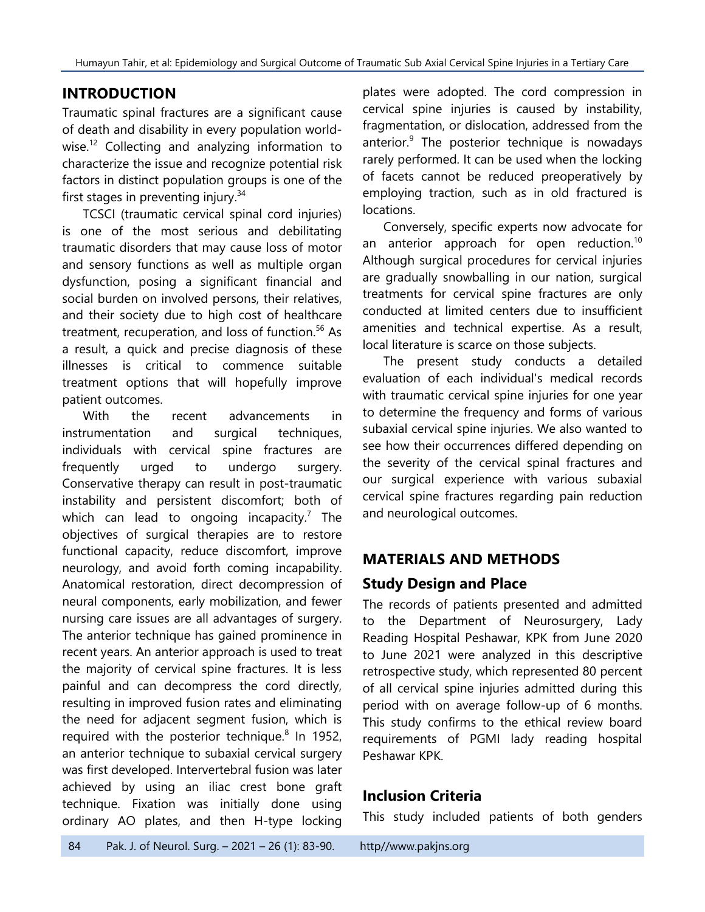## INTRODUCTION

Traumatic spinal fractures are a significant cause of death and disability in every population worldwise.[12] Collecting and analyzing information to characterize the issue and recognize potential risk factors in distinct population groups is one of the first stages in preventing injury.[34]

TCSCI (traumatic cervical spinal cord injuries) is one of the most serious and debilitating traumatic disorders that may cause loss of motor and sensory functions as well as multiple organ dysfunction, posing a significant financial and social burden on involved persons, their relatives, and their society due to high cost of healthcare treatment, recuperation, and loss of function.[56] As a result, a quick and precise diagnosis of these illnesses is critical to commence suitable treatment options that will hopefully improve patient outcomes.

With the recent advancements in instrumentation and surgical techniques, individuals with cervical spine fractures are frequently urged to undergo surgery. Conservative therapy can result in post-traumatic instability and persistent discomfort; both of which can lead to ongoing incapacity.[7] The objectives of surgical therapies are to restore functional capacity, reduce discomfort, improve neurology, and avoid forth coming incapability. Anatomical restoration, direct decompression of neural components, early mobilization, and fewer nursing care issues are all advantages of surgery. The anterior technique has gained prominence in recent years. An anterior approach is used to treat the majority of cervical spine fractures. It is less painful and can decompress the cord directly, resulting in improved fusion rates and eliminating the need for adjacent segment fusion, which is required with the posterior technique.[8] In 1952, an anterior technique to subaxial cervical surgery was first developed. Intervertebral fusion was later achieved by using an iliac crest bone graft technique. Fixation was initially done using ordinary AO plates, and then H-type locking plates were adopted. The cord compression in cervical spine injuries is caused by instability, fragmentation, or dislocation, addressed from the anterior.[9] The posterior technique is nowadays rarely performed. It can be used when the locking of facets cannot be reduced preoperatively by employing traction, such as in old fractured is locations.

Conversely, specific experts now advocate for an anterior approach for open reduction.[10] Although surgical procedures for cervical injuries are gradually snowballing in our nation, surgical treatments for cervical spine fractures are only conducted at limited centers due to insufficient amenities and technical expertise. As a result, local literature is scarce on those subjects.

The present study conducts a detailed evaluation of each individual's medical records with traumatic cervical spine injuries for one year to determine the frequency and forms of various subaxial cervical spine injuries. We also wanted to see how their occurrences differed depending on the severity of the cervical spinal fractures and our surgical experience with various subaxial cervical spine fractures regarding pain reduction and neurological outcomes.

## MATERIALS AND METHODS

### Study Design and Place

The records of patients presented and admitted to the Department of Neurosurgery, Lady Reading Hospital Peshawar, KPK from June 2020 to June 2021 were analyzed in this descriptive retrospective study, which represented 80 percent of all cervical spine injuries admitted during this period with on average follow-up of 6 months. This study confirms to the ethical review board requirements of PGMI lady reading hospital Peshawar KPK.

### Inclusion Criteria

This study included patients of both genders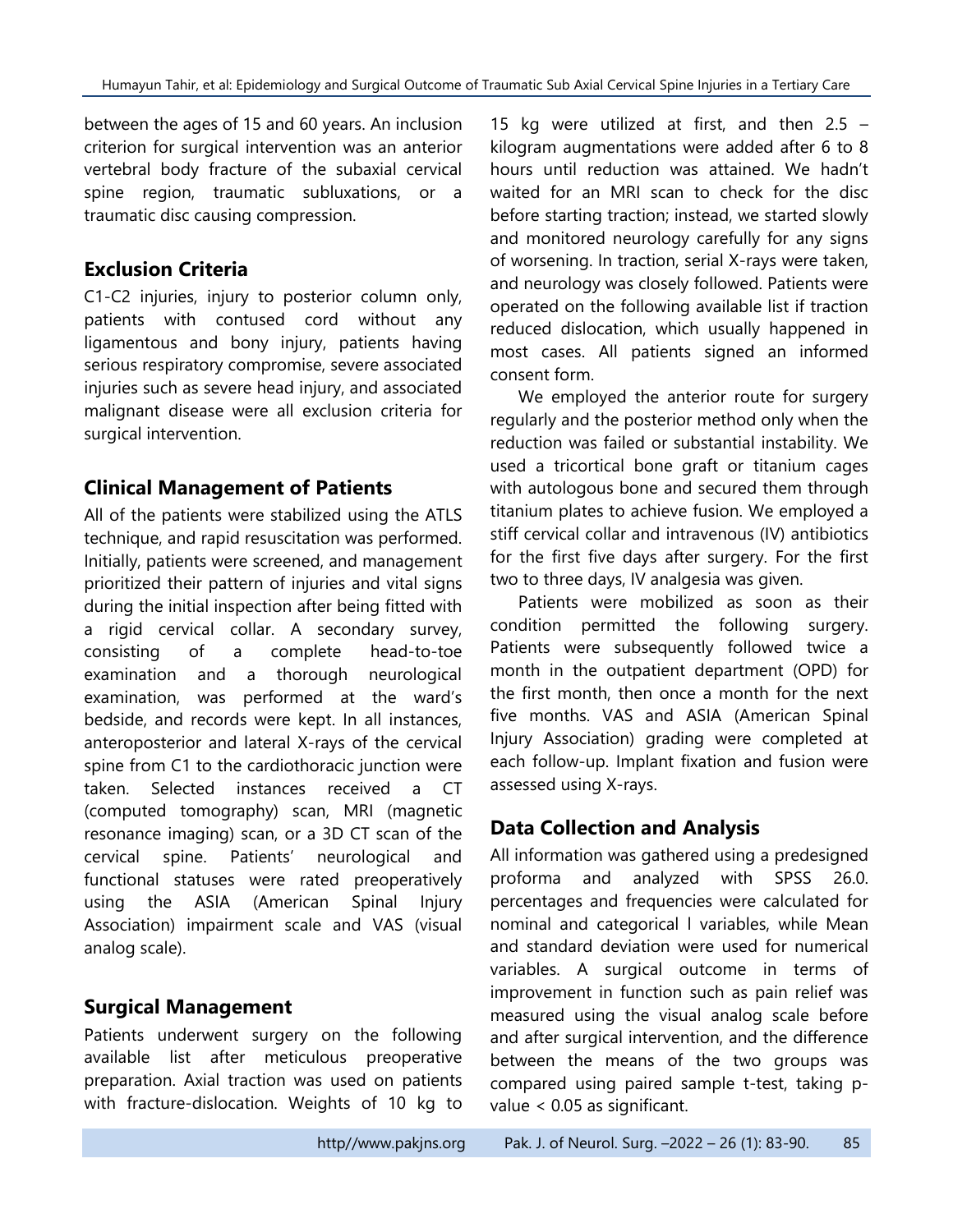between the ages of 15 and 60 years. An inclusion criterion for surgical intervention was an anterior vertebral body fracture of the subaxial cervical spine region, traumatic subluxations, or a traumatic disc causing compression.

## Exclusion Criteria

C1-C2 injuries, injury to posterior column only, patients with contused cord without any ligamentous and bony injury, patients having serious respiratory compromise, severe associated injuries such as severe head injury, and associated malignant disease were all exclusion criteria for surgical intervention.

## Clinical Management of Patients

All of the patients were stabilized using the ATLS technique, and rapid resuscitation was performed. Initially, patients were screened, and management prioritized their pattern of injuries and vital signs during the initial inspection after being fitted with a rigid cervical collar. A secondary survey, consisting of a complete head-to-toe examination and a thorough neurological examination, was performed at the ward's bedside, and records were kept. In all instances, anteroposterior and lateral X-rays of the cervical spine from C1 to the cardiothoracic junction were taken. Selected instances received a CT (computed tomography) scan, MRI (magnetic resonance imaging) scan, or a 3D CT scan of the cervical spine. Patients' neurological and functional statuses were rated preoperatively using the ASIA (American Spinal Injury Association) impairment scale and VAS (visual analog scale).

## Surgical Management

Patients underwent surgery on the following available list after meticulous preoperative preparation. Axial traction was used on patients with fracture-dislocation. Weights of 10 kg to 15 kg were utilized at first, and then 2.5 – kilogram augmentations were added after 6 to 8 hours until reduction was attained. We hadn't waited for an MRI scan to check for the disc before starting traction; instead, we started slowly and monitored neurology carefully for any signs of worsening. In traction, serial X-rays were taken, and neurology was closely followed. Patients were operated on the following available list if traction reduced dislocation, which usually happened in most cases. All patients signed an informed consent form.

We employed the anterior route for surgery regularly and the posterior method only when the reduction was failed or substantial instability. We used a tricortical bone graft or titanium cages with autologous bone and secured them through titanium plates to achieve fusion. We employed a stiff cervical collar and intravenous (IV) antibiotics for the first five days after surgery. For the first two to three days, IV analgesia was given.

Patients were mobilized as soon as their condition permitted the following surgery. Patients were subsequently followed twice a month in the outpatient department (OPD) for the first month, then once a month for the next five months. VAS and ASIA (American Spinal Injury Association) grading were completed at each follow-up. Implant fixation and fusion were assessed using X-rays.

## Data Collection and Analysis

All information was gathered using a predesigned proforma and analyzed with SPSS 26.0. percentages and frequencies were calculated for nominal and categorical l variables, while Mean and standard deviation were used for numerical variables. A surgical outcome in terms of improvement in function such as pain relief was measured using the visual analog scale before and after surgical intervention, and the difference between the means of the two groups was compared using paired sample t-test, taking p-value < 0.05 as significant.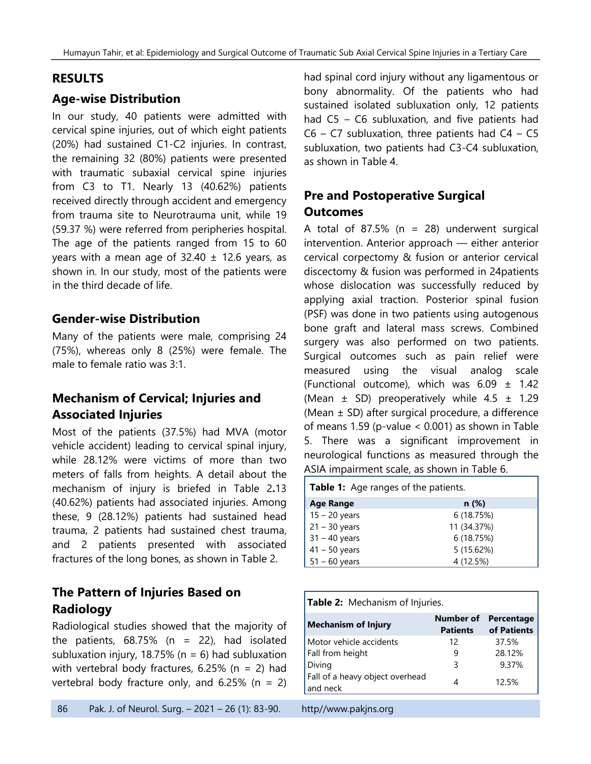## RESULTS

### Age-wise Distribution

In our study, 40 patients were admitted with cervical spine injuries, out of which eight patients (20%) had sustained C1-C2 injuries. In contrast, the remaining 32 (80%) patients were presented with traumatic subaxial cervical spine injuries from C3 to T1. Nearly 13 (40.62%) patients received directly through accident and emergency from trauma site to Neurotrauma unit, while 19 (59.37 %) were referred from peripheries hospital. The age of the patients ranged from 15 to 60 years with a mean age of 32.40 ± 12.6 years, as shown in. In our study, most of the patients were in the third decade of life.

### Gender-wise Distribution

Many of the patients were male, comprising 24 (75%), whereas only 8 (25%) were female. The male to female ratio was 3:1.

### Mechanism of Cervical; Injuries and Associated Injuries

Most of the patients (37.5%) had MVA (motor vehicle accident) leading to cervical spinal injury, while 28.12% were victims of more than two meters of falls from heights. A detail about the mechanism of injury is briefed in Table 2**.**13 (40.62%) patients had associated injuries. Among these, 9 (28.12%) patients had sustained head trauma, 2 patients had sustained chest trauma, and 2 patients presented with associated fractures of the long bones, as shown in Table 2.

### The Pattern of Injuries Based on Radiology

Radiological studies showed that the majority of the patients, 68.75% (n = 22), had isolated subluxation injury, 18.75% (n = 6) had subluxation with vertebral body fractures, 6.25% (n = 2) had vertebral body fracture only, and 6.25% (n = 2) had spinal cord injury without any ligamentous or bony abnormality. Of the patients who had sustained isolated subluxation only, 12 patients had C5 – C6 subluxation, and five patients had C6 – C7 subluxation, three patients had C4 – C5 subluxation, two patients had C3-C4 subluxation, as shown in Table 4.

### Pre and Postoperative Surgical Outcomes

A total of 87.5% (n = 28) underwent surgical intervention. Anterior approach — either anterior cervical corpectomy & fusion or anterior cervical discectomy & fusion was performed in 24patients whose dislocation was successfully reduced by applying axial traction. Posterior spinal fusion (PSF) was done in two patients using autogenous bone graft and lateral mass screws. Combined surgery was also performed on two patients. Surgical outcomes such as pain relief were measured using the visual analog scale (Functional outcome), which was 6.09 ± 1.42 (Mean ± SD) preoperatively while 4.5 ± 1.29 (Mean ± SD) after surgical procedure, a difference of means 1.59 (p-value < 0.001) as shown in Table 5. There was a significant improvement in neurological functions as measured through the ASIA impairment scale, as shown in Table 6.

**Table 1:** Age ranges of the patients.

| Age Range | n (%) |
|---|---|
| 15 – 20 years | 6 (18.75%) |
| 21 – 30 years | 11 (34.37%) |
| 31 – 40 years | 6 (18.75%) |
| 41 – 50 years | 5 (15.62%) |
| 51 – 60 years | 4 (12.5%) |

**Table 2:** Mechanism of Injuries.

| Mechanism of Injury | Number of Patients | Percentage of Patients |
|---|---|---|
| Motor vehicle accidents | 12 | 37.5% |
| Fall from height | 9 | 28.12% |
| Diving | 3 | 9.37% |
| Fall of a heavy object overhead and neck | 4 | 12.5% |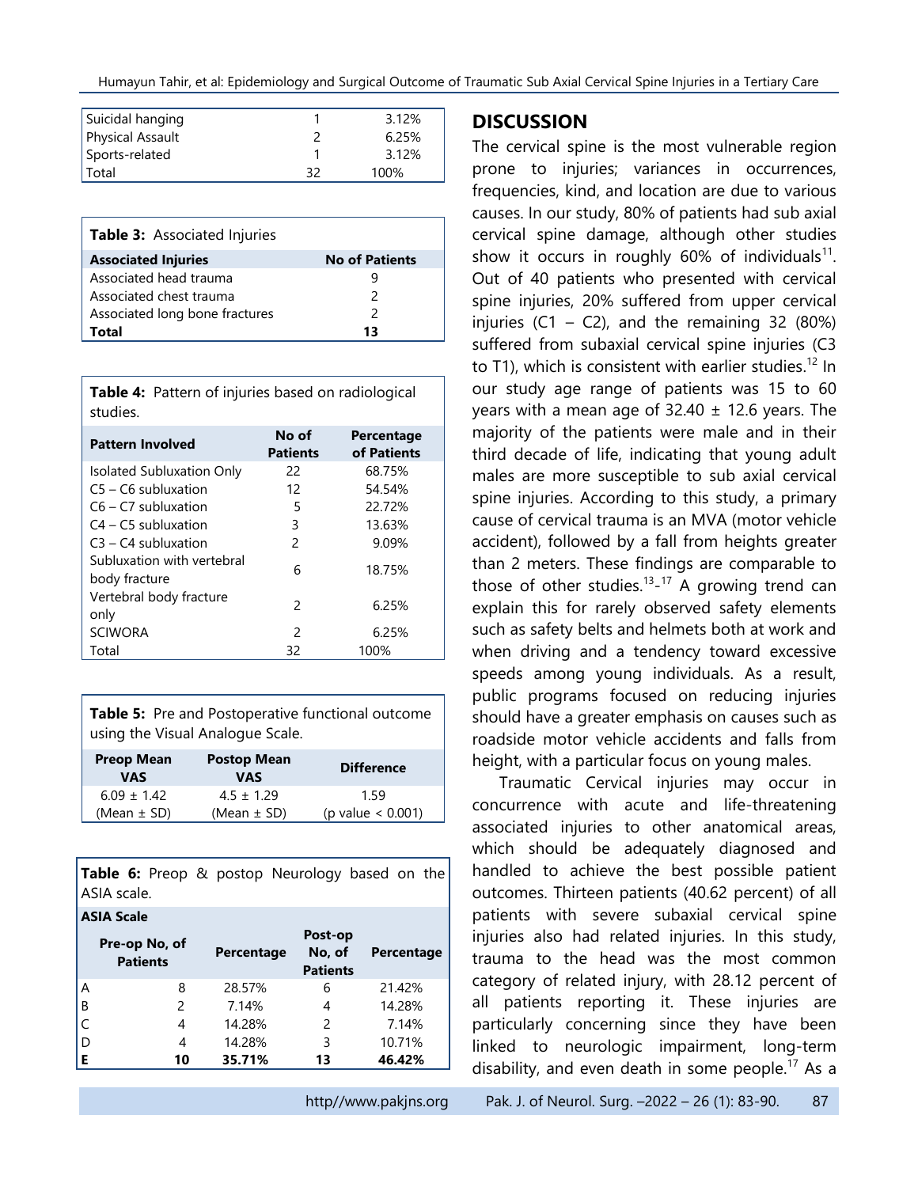| | | |
|---|---|---|
| Suicidal hanging | 1 | 3.12% |
| Physical Assault | 2 | 6.25% |
| Sports-related | 1 | 3.12% |
| Total | 32 | 100% |

**Table 3:** Associated Injuries

| Associated Injuries | No of Patients |
|---|---|
| Associated head trauma | 9 |
| Associated chest trauma | 2 |
| Associated long bone fractures | 2 |
| **Total** | **13** |

**Table 4:** Pattern of injuries based on radiological studies.

| Pattern Involved | No of Patients | Percentage of Patients |
|---|---|---|
| Isolated Subluxation Only | 22 | 68.75% |
| C5 – C6 subluxation | 12 | 54.54% |
| C6 – C7 subluxation | 5 | 22.72% |
| C4 – C5 subluxation | 3 | 13.63% |
| C3 – C4 subluxation | 2 | 9.09% |
| Subluxation with vertebral body fracture | 6 | 18.75% |
| Vertebral body fracture only | 2 | 6.25% |
| SCIWORA | 2 | 6.25% |
| Total | 32 | 100% |

**Table 5:** Pre and Postoperative functional outcome using the Visual Analogue Scale.

| Preop Mean VAS | Postop Mean VAS | Difference |
|---|---|---|
| 6.09 ± 1.42 (Mean ± SD) | 4.5 ± 1.29 (Mean ± SD) | 1.59 (p value < 0.001) |

**Table 6:** Preop & postop Neurology based on the ASIA scale.

| ASIA Scale | | | | |
|---|---|---|---|---|
| | Pre-op No, of Patients | Percentage | Post-op No, of Patients | Percentage |
| A | 8 | 28.57% | 6 | 21.42% |
| B | 2 | 7.14% | 4 | 14.28% |
| C | 4 | 14.28% | 2 | 7.14% |
| D | 4 | 14.28% | 3 | 10.71% |
| **E** | **10** | **35.71%** | **13** | **46.42%** |

## DISCUSSION

The cervical spine is the most vulnerable region prone to injuries; variances in occurrences, frequencies, kind, and location are due to various causes. In our study, 80% of patients had sub axial cervical spine damage, although other studies show it occurs in roughly 60% of individuals[11]. Out of 40 patients who presented with cervical spine injuries, 20% suffered from upper cervical injuries (C1 – C2), and the remaining 32 (80%) suffered from subaxial cervical spine injuries (C3 to T1), which is consistent with earlier studies.[12] In our study age range of patients was 15 to 60 years with a mean age of 32.40 ± 12.6 years. The majority of the patients were male and in their third decade of life, indicating that young adult males are more susceptible to sub axial cervical spine injuries. According to this study, a primary cause of cervical trauma is an MVA (motor vehicle accident), followed by a fall from heights greater than 2 meters. These findings are comparable to those of other studies.[13-17] A growing trend can explain this for rarely observed safety elements such as safety belts and helmets both at work and when driving and a tendency toward excessive speeds among young individuals. As a result, public programs focused on reducing injuries should have a greater emphasis on causes such as roadside motor vehicle accidents and falls from height, with a particular focus on young males.

Traumatic Cervical injuries may occur in concurrence with acute and life-threatening associated injuries to other anatomical areas, which should be adequately diagnosed and handled to achieve the best possible patient outcomes. Thirteen patients (40.62 percent) of all patients with severe subaxial cervical spine injuries also had related injuries. In this study, trauma to the head was the most common category of related injury, with 28.12 percent of all patients reporting it. These injuries are particularly concerning since they have been linked to neurologic impairment, long-term disability, and even death in some people.[17] As a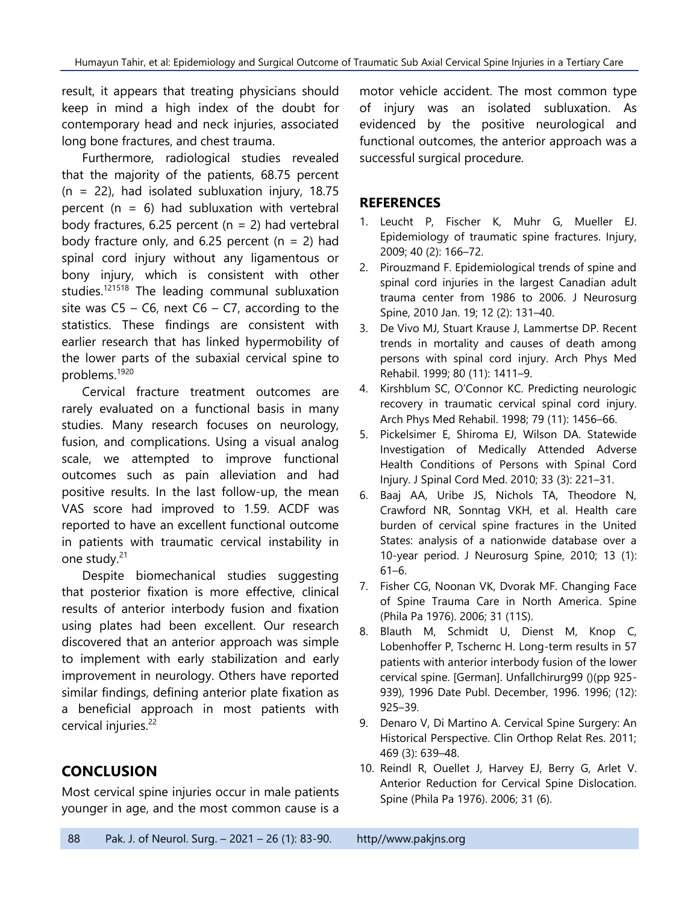result, it appears that treating physicians should keep in mind a high index of the doubt for contemporary head and neck injuries, associated long bone fractures, and chest trauma.

Furthermore, radiological studies revealed that the majority of the patients, 68.75 percent (n = 22), had isolated subluxation injury, 18.75 percent (n = 6) had subluxation with vertebral body fractures, 6.25 percent (n = 2) had vertebral body fracture only, and 6.25 percent (n = 2) had spinal cord injury without any ligamentous or bony injury, which is consistent with other studies.[121518] The leading communal subluxation site was C5 – C6, next C6 – C7, according to the statistics. These findings are consistent with earlier research that has linked hypermobility of the lower parts of the subaxial cervical spine to problems.[1920]

Cervical fracture treatment outcomes are rarely evaluated on a functional basis in many studies. Many research focuses on neurology, fusion, and complications. Using a visual analog scale, we attempted to improve functional outcomes such as pain alleviation and had positive results. In the last follow-up, the mean VAS score had improved to 1.59. ACDF was reported to have an excellent functional outcome in patients with traumatic cervical instability in one study.[21]

Despite biomechanical studies suggesting that posterior fixation is more effective, clinical results of anterior interbody fusion and fixation using plates had been excellent. Our research discovered that an anterior approach was simple to implement with early stabilization and early improvement in neurology. Others have reported similar findings, defining anterior plate fixation as a beneficial approach in most patients with cervical injuries.[22]

## CONCLUSION

Most cervical spine injuries occur in male patients younger in age, and the most common cause is a motor vehicle accident. The most common type of injury was an isolated subluxation. As evidenced by the positive neurological and functional outcomes, the anterior approach was a successful surgical procedure.

## REFERENCES

1. Leucht P, Fischer K, Muhr G, Mueller EJ. Epidemiology of traumatic spine fractures. Injury, 2009; 40 (2): 166–72.
2. Pirouzmand F. Epidemiological trends of spine and spinal cord injuries in the largest Canadian adult trauma center from 1986 to 2006. J Neurosurg Spine, 2010 Jan. 19; 12 (2): 131–40.
3. De Vivo MJ, Stuart Krause J, Lammertse DP. Recent trends in mortality and causes of death among persons with spinal cord injury. Arch Phys Med Rehabil. 1999; 80 (11): 1411–9.
4. Kirshblum SC, O'Connor KC. Predicting neurologic recovery in traumatic cervical spinal cord injury. Arch Phys Med Rehabil. 1998; 79 (11): 1456–66.
5. Pickelsimer E, Shiroma EJ, Wilson DA. Statewide Investigation of Medically Attended Adverse Health Conditions of Persons with Spinal Cord Injury. J Spinal Cord Med. 2010; 33 (3): 221–31.
6. Baaj AA, Uribe JS, Nichols TA, Theodore N, Crawford NR, Sonntag VKH, et al. Health care burden of cervical spine fractures in the United States: analysis of a nationwide database over a 10-year period. J Neurosurg Spine, 2010; 13 (1): 61–6.
7. Fisher CG, Noonan VK, Dvorak MF. Changing Face of Spine Trauma Care in North America. Spine (Phila Pa 1976). 2006; 31 (11S).
8. Blauth M, Schmidt U, Dienst M, Knop C, Lobenhoffer P, Tschernc H. Long-term results in 57 patients with anterior interbody fusion of the lower cervical spine. [German]. Unfallchirurg99 ()(pp 925-939), 1996 Date Publ. December, 1996. 1996; (12): 925–39.
9. Denaro V, Di Martino A. Cervical Spine Surgery: An Historical Perspective. Clin Orthop Relat Res. 2011; 469 (3): 639–48.
10. Reindl R, Ouellet J, Harvey EJ, Berry G, Arlet V. Anterior Reduction for Cervical Spine Dislocation. Spine (Phila Pa 1976). 2006; 31 (6).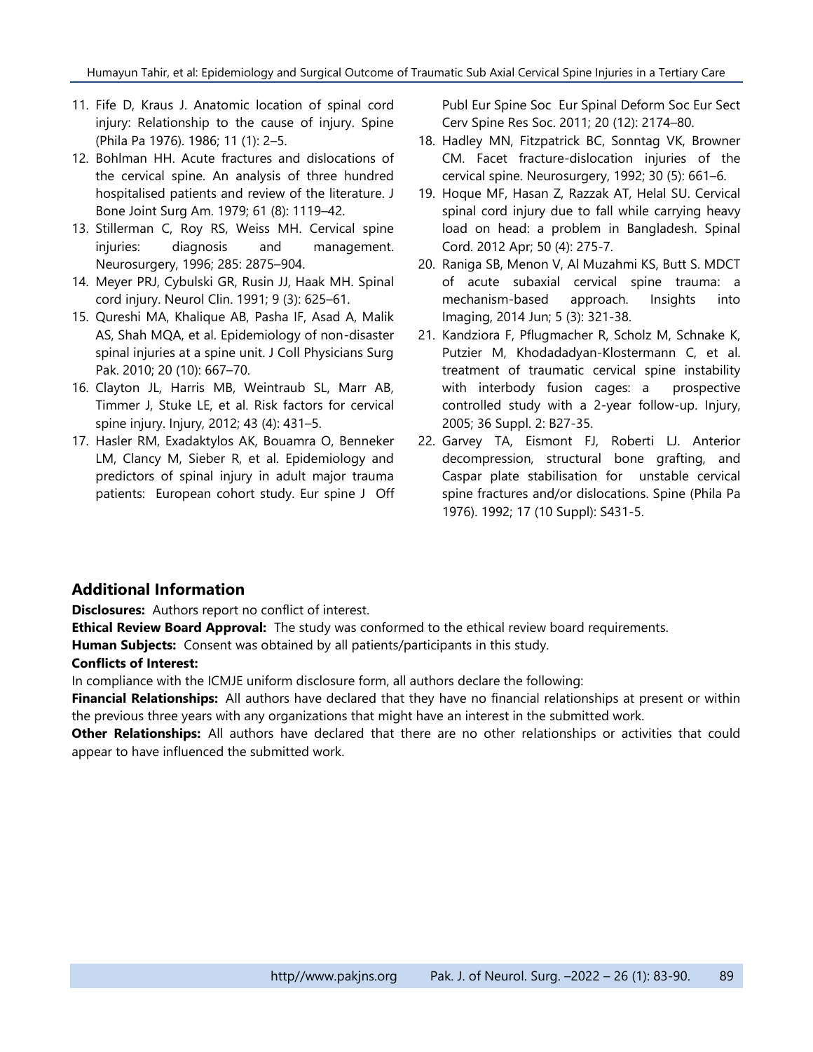11. Fife D, Kraus J. Anatomic location of spinal cord injury: Relationship to the cause of injury. Spine (Phila Pa 1976). 1986; 11 (1): 2–5.
12. Bohlman HH. Acute fractures and dislocations of the cervical spine. An analysis of three hundred hospitalised patients and review of the literature. J Bone Joint Surg Am. 1979; 61 (8): 1119–42.
13. Stillerman C, Roy RS, Weiss MH. Cervical spine injuries: diagnosis and management. Neurosurgery, 1996; 285: 2875–904.
14. Meyer PRJ, Cybulski GR, Rusin JJ, Haak MH. Spinal cord injury. Neurol Clin. 1991; 9 (3): 625–61.
15. Qureshi MA, Khalique AB, Pasha IF, Asad A, Malik AS, Shah MQA, et al. Epidemiology of non-disaster spinal injuries at a spine unit. J Coll Physicians Surg Pak. 2010; 20 (10): 667–70.
16. Clayton JL, Harris MB, Weintraub SL, Marr AB, Timmer J, Stuke LE, et al. Risk factors for cervical spine injury. Injury, 2012; 43 (4): 431–5.
17. Hasler RM, Exadaktylos AK, Bouamra O, Benneker LM, Clancy M, Sieber R, et al. Epidemiology and predictors of spinal injury in adult major trauma patients: European cohort study. Eur spine J Off Publ Eur Spine Soc Eur Spinal Deform Soc Eur Sect Cerv Spine Res Soc. 2011; 20 (12): 2174–80.
18. Hadley MN, Fitzpatrick BC, Sonntag VK, Browner CM. Facet fracture-dislocation injuries of the cervical spine. Neurosurgery, 1992; 30 (5): 661–6.
19. Hoque MF, Hasan Z, Razzak AT, Helal SU. Cervical spinal cord injury due to fall while carrying heavy load on head: a problem in Bangladesh. Spinal Cord. 2012 Apr; 50 (4): 275-7.
20. Raniga SB, Menon V, Al Muzahmi KS, Butt S. MDCT of acute subaxial cervical spine trauma: a mechanism-based approach. Insights into Imaging, 2014 Jun; 5 (3): 321-38.
21. Kandziora F, Pflugmacher R, Scholz M, Schnake K, Putzier M, Khodadadyan-Klostermann C, et al. treatment of traumatic cervical spine instability with interbody fusion cages: a prospective controlled study with a 2-year follow-up. Injury, 2005; 36 Suppl. 2: B27-35.
22. Garvey TA, Eismont FJ, Roberti LJ. Anterior decompression, structural bone grafting, and Caspar plate stabilisation for unstable cervical spine fractures and/or dislocations. Spine (Phila Pa 1976). 1992; 17 (10 Suppl): S431-5.

## Additional Information

**Disclosures:** Authors report no conflict of interest.

**Ethical Review Board Approval:** The study was conformed to the ethical review board requirements.

**Human Subjects:** Consent was obtained by all patients/participants in this study.

**Conflicts of Interest:**

In compliance with the ICMJE uniform disclosure form, all authors declare the following:

**Financial Relationships:** All authors have declared that they have no financial relationships at present or within the previous three years with any organizations that might have an interest in the submitted work.

**Other Relationships:** All authors have declared that there are no other relationships or activities that could appear to have influenced the submitted work.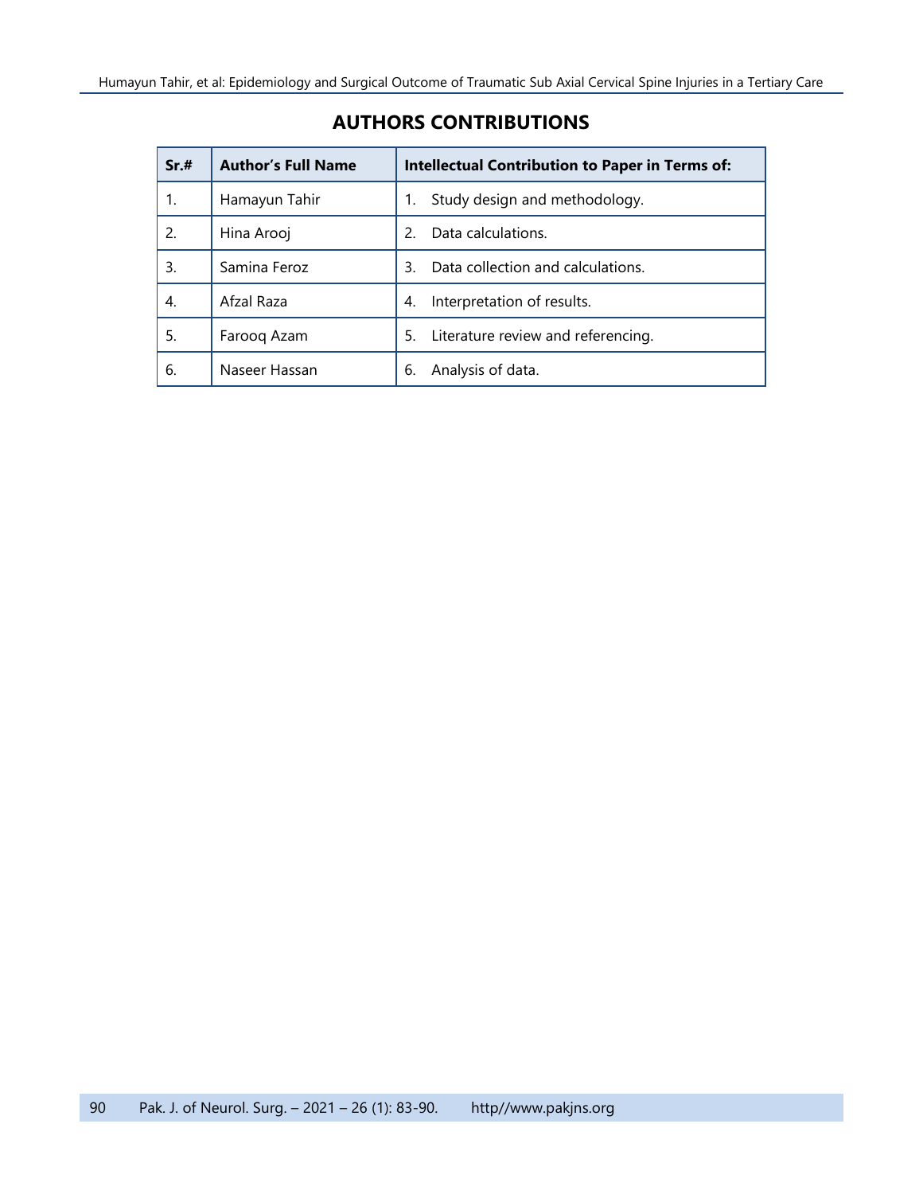## AUTHORS CONTRIBUTIONS

| Sr.# | Author's Full Name | Intellectual Contribution to Paper in Terms of: |
|---|---|---|
| 1. | Hamayun Tahir | 1. Study design and methodology. |
| 2. | Hina Arooj | 2. Data calculations. |
| 3. | Samina Feroz | 3. Data collection and calculations. |
| 4. | Afzal Raza | 4. Interpretation of results. |
| 5. | Farooq Azam | 5. Literature review and referencing. |
| 6. | Naseer Hassan | 6. Analysis of data. |